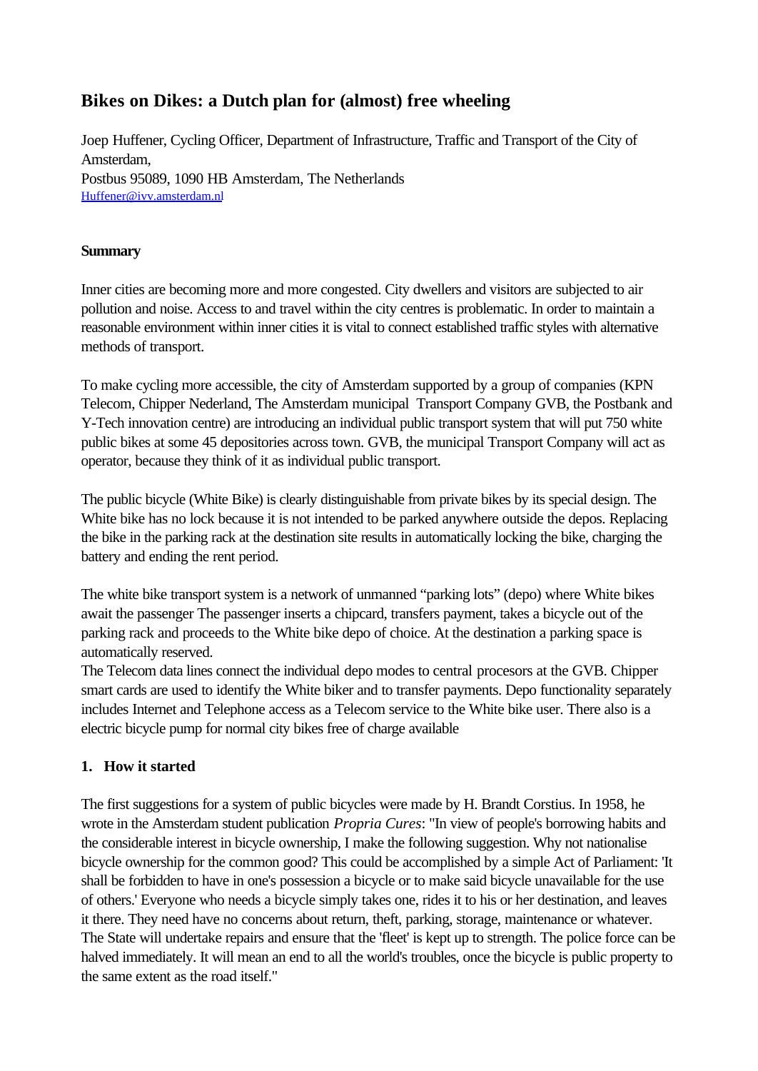# Bikes on Dikes: a Dutch plan for (almost) free wheeling

Joep Huffener, Cycling Officer, Department of Infrastructure, Traffic and Transport of the City of Amsterdam,
Postbus 95089, 1090 HB Amsterdam, The Netherlands
Huffener@ivv.amsterdam.nl

## Summary

Inner cities are becoming more and more congested. City dwellers and visitors are subjected to air pollution and noise. Access to and travel within the city centres is problematic. In order to maintain a reasonable environment within inner cities it is vital to connect established traffic styles with alternative methods of transport.

To make cycling more accessible, the city of Amsterdam supported by a group of companies (KPN Telecom, Chipper Nederland, The Amsterdam municipal Transport Company GVB, the Postbank and Y-Tech innovation centre) are introducing an individual public transport system that will put 750 white public bikes at some 45 depositories across town. GVB, the municipal Transport Company will act as operator, because they think of it as individual public transport.

The public bicycle (White Bike) is clearly distinguishable from private bikes by its special design. The White bike has no lock because it is not intended to be parked anywhere outside the depos. Replacing the bike in the parking rack at the destination site results in automatically locking the bike, charging the battery and ending the rent period.

The white bike transport system is a network of unmanned "parking lots" (depo) where White bikes await the passenger The passenger inserts a chipcard, transfers payment, takes a bicycle out of the parking rack and proceeds to the White bike depo of choice. At the destination a parking space is automatically reserved.
The Telecom data lines connect the individual depo modes to central procesors at the GVB. Chipper smart cards are used to identify the White biker and to transfer payments. Depo functionality separately includes Internet and Telephone access as a Telecom service to the White bike user. There also is a electric bicycle pump for normal city bikes free of charge available

## 1. How it started

The first suggestions for a system of public bicycles were made by H. Brandt Corstius. In 1958, he wrote in the Amsterdam student publication *Propria Cures*: "In view of people's borrowing habits and the considerable interest in bicycle ownership, I make the following suggestion. Why not nationalise bicycle ownership for the common good? This could be accomplished by a simple Act of Parliament: 'It shall be forbidden to have in one's possession a bicycle or to make said bicycle unavailable for the use of others.' Everyone who needs a bicycle simply takes one, rides it to his or her destination, and leaves it there. They need have no concerns about return, theft, parking, storage, maintenance or whatever. The State will undertake repairs and ensure that the 'fleet' is kept up to strength. The police force can be halved immediately. It will mean an end to all the world's troubles, once the bicycle is public property to the same extent as the road itself."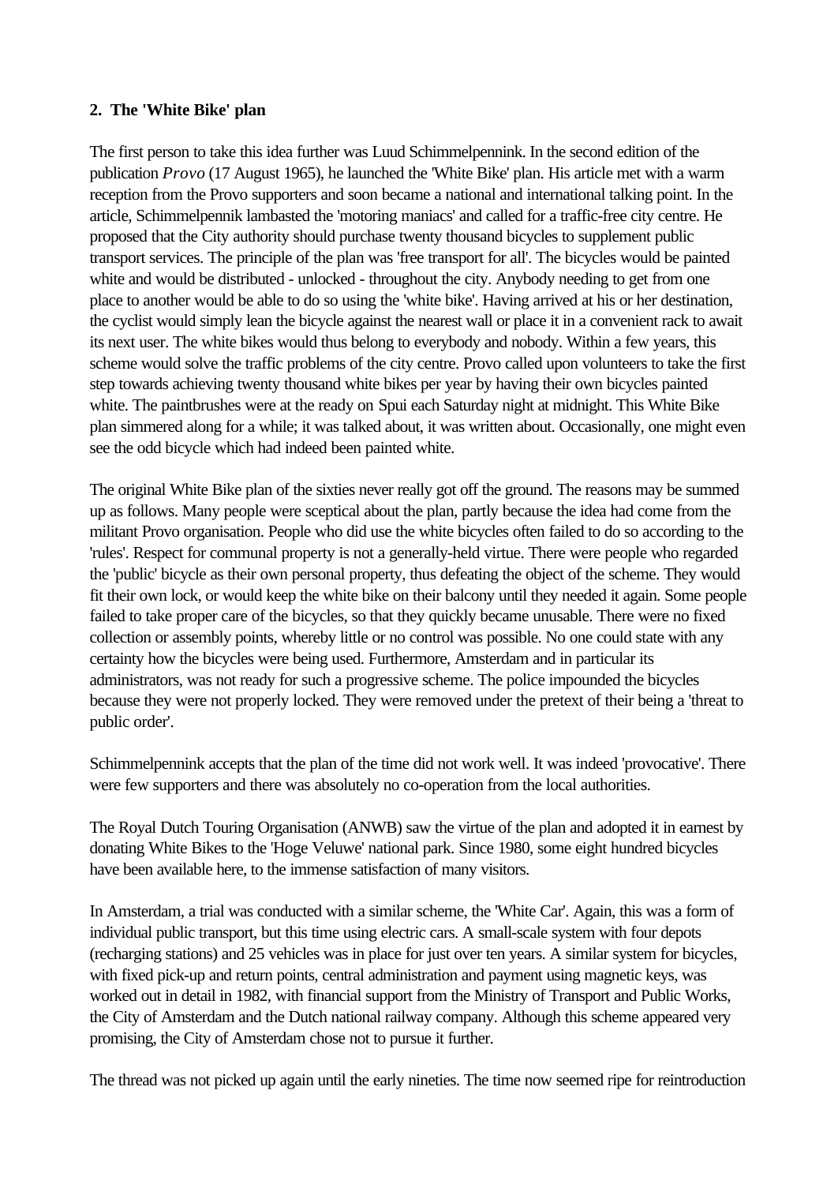## 2. The 'White Bike' plan

The first person to take this idea further was Luud Schimmelpennink. In the second edition of the publication *Provo* (17 August 1965), he launched the 'White Bike' plan. His article met with a warm reception from the Provo supporters and soon became a national and international talking point. In the article, Schimmelpennik lambasted the 'motoring maniacs' and called for a traffic-free city centre. He proposed that the City authority should purchase twenty thousand bicycles to supplement public transport services. The principle of the plan was 'free transport for all'. The bicycles would be painted white and would be distributed - unlocked - throughout the city. Anybody needing to get from one place to another would be able to do so using the 'white bike'. Having arrived at his or her destination, the cyclist would simply lean the bicycle against the nearest wall or place it in a convenient rack to await its next user. The white bikes would thus belong to everybody and nobody. Within a few years, this scheme would solve the traffic problems of the city centre. Provo called upon volunteers to take the first step towards achieving twenty thousand white bikes per year by having their own bicycles painted white. The paintbrushes were at the ready on Spui each Saturday night at midnight. This White Bike plan simmered along for a while; it was talked about, it was written about. Occasionally, one might even see the odd bicycle which had indeed been painted white.

The original White Bike plan of the sixties never really got off the ground. The reasons may be summed up as follows. Many people were sceptical about the plan, partly because the idea had come from the militant Provo organisation. People who did use the white bicycles often failed to do so according to the 'rules'. Respect for communal property is not a generally-held virtue. There were people who regarded the 'public' bicycle as their own personal property, thus defeating the object of the scheme. They would fit their own lock, or would keep the white bike on their balcony until they needed it again. Some people failed to take proper care of the bicycles, so that they quickly became unusable. There were no fixed collection or assembly points, whereby little or no control was possible. No one could state with any certainty how the bicycles were being used. Furthermore, Amsterdam and in particular its administrators, was not ready for such a progressive scheme. The police impounded the bicycles because they were not properly locked. They were removed under the pretext of their being a 'threat to public order'.

Schimmelpennink accepts that the plan of the time did not work well. It was indeed 'provocative'. There were few supporters and there was absolutely no co-operation from the local authorities.

The Royal Dutch Touring Organisation (ANWB) saw the virtue of the plan and adopted it in earnest by donating White Bikes to the 'Hoge Veluwe' national park. Since 1980, some eight hundred bicycles have been available here, to the immense satisfaction of many visitors.

In Amsterdam, a trial was conducted with a similar scheme, the 'White Car'. Again, this was a form of individual public transport, but this time using electric cars. A small-scale system with four depots (recharging stations) and 25 vehicles was in place for just over ten years. A similar system for bicycles, with fixed pick-up and return points, central administration and payment using magnetic keys, was worked out in detail in 1982, with financial support from the Ministry of Transport and Public Works, the City of Amsterdam and the Dutch national railway company. Although this scheme appeared very promising, the City of Amsterdam chose not to pursue it further.

The thread was not picked up again until the early nineties. The time now seemed ripe for reintroduction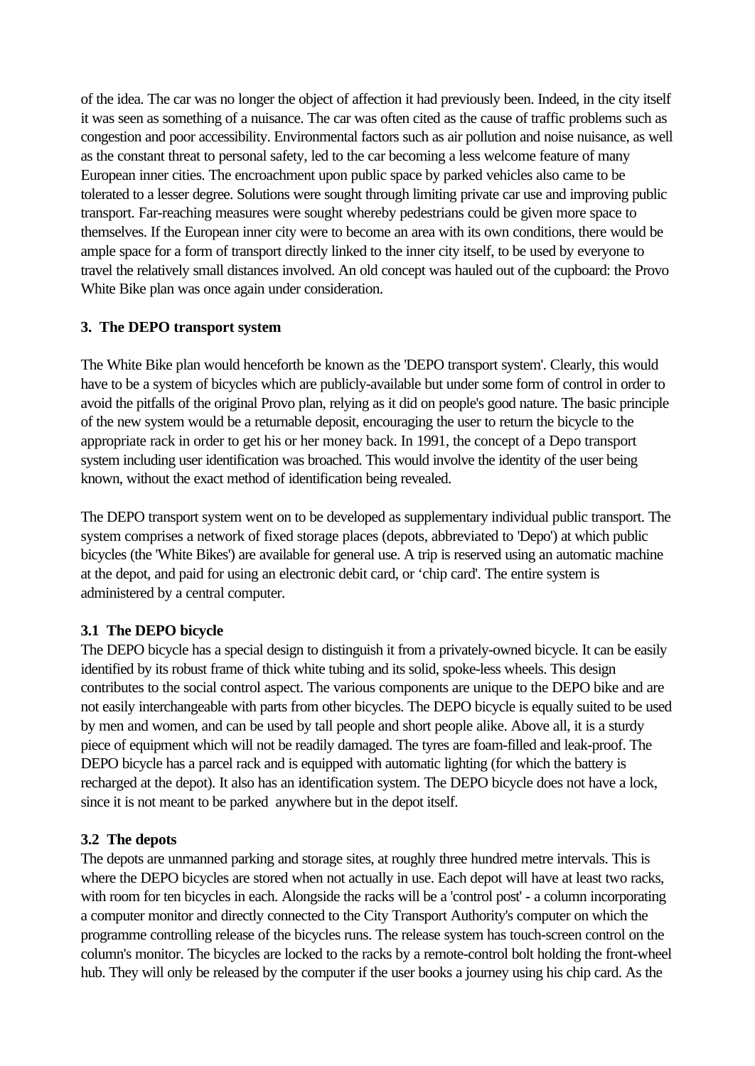of the idea. The car was no longer the object of affection it had previously been. Indeed, in the city itself it was seen as something of a nuisance. The car was often cited as the cause of traffic problems such as congestion and poor accessibility. Environmental factors such as air pollution and noise nuisance, as well as the constant threat to personal safety, led to the car becoming a less welcome feature of many European inner cities. The encroachment upon public space by parked vehicles also came to be tolerated to a lesser degree. Solutions were sought through limiting private car use and improving public transport. Far-reaching measures were sought whereby pedestrians could be given more space to themselves. If the European inner city were to become an area with its own conditions, there would be ample space for a form of transport directly linked to the inner city itself, to be used by everyone to travel the relatively small distances involved. An old concept was hauled out of the cupboard: the Provo White Bike plan was once again under consideration.

## 3. The DEPO transport system

The White Bike plan would henceforth be known as the 'DEPO transport system'. Clearly, this would have to be a system of bicycles which are publicly-available but under some form of control in order to avoid the pitfalls of the original Provo plan, relying as it did on people's good nature. The basic principle of the new system would be a returnable deposit, encouraging the user to return the bicycle to the appropriate rack in order to get his or her money back. In 1991, the concept of a Depo transport system including user identification was broached. This would involve the identity of the user being known, without the exact method of identification being revealed.

The DEPO transport system went on to be developed as supplementary individual public transport. The system comprises a network of fixed storage places (depots, abbreviated to 'Depo') at which public bicycles (the 'White Bikes') are available for general use. A trip is reserved using an automatic machine at the depot, and paid for using an electronic debit card, or 'chip card'. The entire system is administered by a central computer.

### 3.1 The DEPO bicycle

The DEPO bicycle has a special design to distinguish it from a privately-owned bicycle. It can be easily identified by its robust frame of thick white tubing and its solid, spoke-less wheels. This design contributes to the social control aspect. The various components are unique to the DEPO bike and are not easily interchangeable with parts from other bicycles. The DEPO bicycle is equally suited to be used by men and women, and can be used by tall people and short people alike. Above all, it is a sturdy piece of equipment which will not be readily damaged. The tyres are foam-filled and leak-proof. The DEPO bicycle has a parcel rack and is equipped with automatic lighting (for which the battery is recharged at the depot). It also has an identification system. The DEPO bicycle does not have a lock, since it is not meant to be parked anywhere but in the depot itself.

### 3.2 The depots

The depots are unmanned parking and storage sites, at roughly three hundred metre intervals. This is where the DEPO bicycles are stored when not actually in use. Each depot will have at least two racks, with room for ten bicycles in each. Alongside the racks will be a 'control post' - a column incorporating a computer monitor and directly connected to the City Transport Authority's computer on which the programme controlling release of the bicycles runs. The release system has touch-screen control on the column's monitor. The bicycles are locked to the racks by a remote-control bolt holding the front-wheel hub. They will only be released by the computer if the user books a journey using his chip card. As the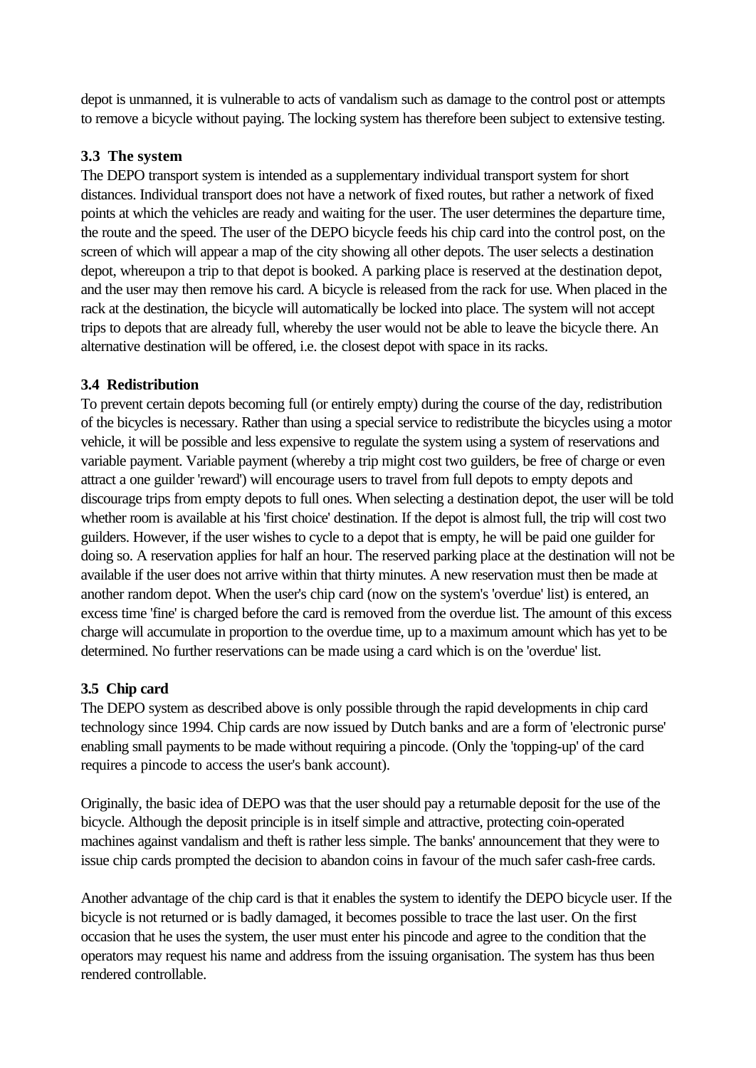depot is unmanned, it is vulnerable to acts of vandalism such as damage to the control post or attempts to remove a bicycle without paying. The locking system has therefore been subject to extensive testing.

### 3.3 The system

The DEPO transport system is intended as a supplementary individual transport system for short distances. Individual transport does not have a network of fixed routes, but rather a network of fixed points at which the vehicles are ready and waiting for the user. The user determines the departure time, the route and the speed. The user of the DEPO bicycle feeds his chip card into the control post, on the screen of which will appear a map of the city showing all other depots. The user selects a destination depot, whereupon a trip to that depot is booked. A parking place is reserved at the destination depot, and the user may then remove his card. A bicycle is released from the rack for use. When placed in the rack at the destination, the bicycle will automatically be locked into place. The system will not accept trips to depots that are already full, whereby the user would not be able to leave the bicycle there. An alternative destination will be offered, i.e. the closest depot with space in its racks.

### 3.4 Redistribution

To prevent certain depots becoming full (or entirely empty) during the course of the day, redistribution of the bicycles is necessary. Rather than using a special service to redistribute the bicycles using a motor vehicle, it will be possible and less expensive to regulate the system using a system of reservations and variable payment. Variable payment (whereby a trip might cost two guilders, be free of charge or even attract a one guilder 'reward') will encourage users to travel from full depots to empty depots and discourage trips from empty depots to full ones. When selecting a destination depot, the user will be told whether room is available at his 'first choice' destination. If the depot is almost full, the trip will cost two guilders. However, if the user wishes to cycle to a depot that is empty, he will be paid one guilder for doing so. A reservation applies for half an hour. The reserved parking place at the destination will not be available if the user does not arrive within that thirty minutes. A new reservation must then be made at another random depot. When the user's chip card (now on the system's 'overdue' list) is entered, an excess time 'fine' is charged before the card is removed from the overdue list. The amount of this excess charge will accumulate in proportion to the overdue time, up to a maximum amount which has yet to be determined. No further reservations can be made using a card which is on the 'overdue' list.

### 3.5 Chip card

The DEPO system as described above is only possible through the rapid developments in chip card technology since 1994. Chip cards are now issued by Dutch banks and are a form of 'electronic purse' enabling small payments to be made without requiring a pincode. (Only the 'topping-up' of the card requires a pincode to access the user's bank account).

Originally, the basic idea of DEPO was that the user should pay a returnable deposit for the use of the bicycle. Although the deposit principle is in itself simple and attractive, protecting coin-operated machines against vandalism and theft is rather less simple. The banks' announcement that they were to issue chip cards prompted the decision to abandon coins in favour of the much safer cash-free cards.

Another advantage of the chip card is that it enables the system to identify the DEPO bicycle user. If the bicycle is not returned or is badly damaged, it becomes possible to trace the last user. On the first occasion that he uses the system, the user must enter his pincode and agree to the condition that the operators may request his name and address from the issuing organisation. The system has thus been rendered controllable.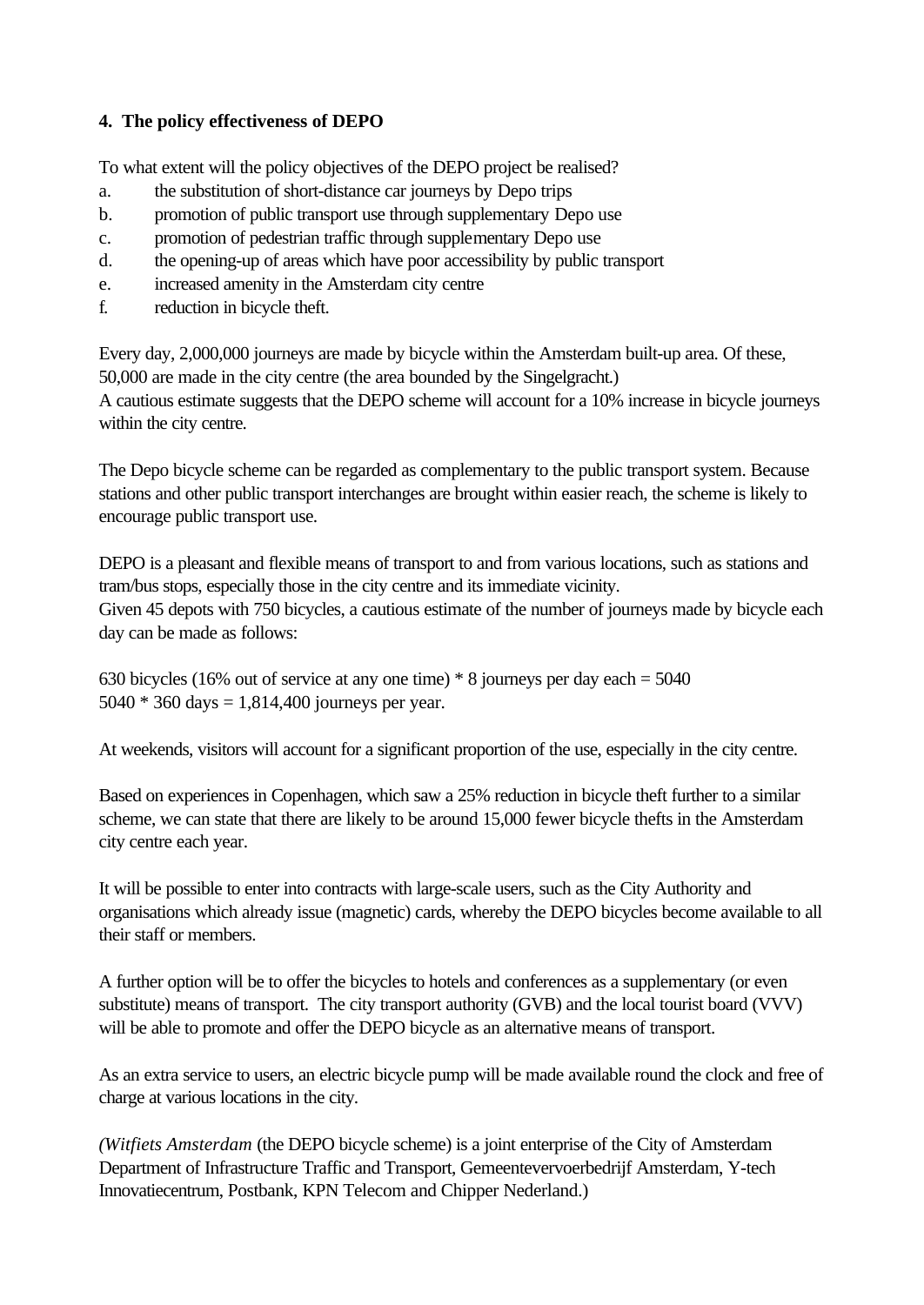**4. The policy effectiveness of DEPO**

To what extent will the policy objectives of the DEPO project be realised?

a. the substitution of short-distance car journeys by Depo trips
b. promotion of public transport use through supplementary Depo use
c. promotion of pedestrian traffic through supplementary Depo use
d. the opening-up of areas which have poor accessibility by public transport
e. increased amenity in the Amsterdam city centre
f. reduction in bicycle theft.

Every day, 2,000,000 journeys are made by bicycle within the Amsterdam built-up area. Of these, 50,000 are made in the city centre (the area bounded by the Singelgracht.)
A cautious estimate suggests that the DEPO scheme will account for a 10% increase in bicycle journeys within the city centre.

The Depo bicycle scheme can be regarded as complementary to the public transport system. Because stations and other public transport interchanges are brought within easier reach, the scheme is likely to encourage public transport use.

DEPO is a pleasant and flexible means of transport to and from various locations, such as stations and tram/bus stops, especially those in the city centre and its immediate vicinity.
Given 45 depots with 750 bicycles, a cautious estimate of the number of journeys made by bicycle each day can be made as follows:

630 bicycles (16% out of service at any one time) * 8 journeys per day each = 5040
5040 * 360 days = 1,814,400 journeys per year.

At weekends, visitors will account for a significant proportion of the use, especially in the city centre.

Based on experiences in Copenhagen, which saw a 25% reduction in bicycle theft further to a similar scheme, we can state that there are likely to be around 15,000 fewer bicycle thefts in the Amsterdam city centre each year.

It will be possible to enter into contracts with large-scale users, such as the City Authority and organisations which already issue (magnetic) cards, whereby the DEPO bicycles become available to all their staff or members.

A further option will be to offer the bicycles to hotels and conferences as a supplementary (or even substitute) means of transport. The city transport authority (GVB) and the local tourist board (VVV) will be able to promote and offer the DEPO bicycle as an alternative means of transport.

As an extra service to users, an electric bicycle pump will be made available round the clock and free of charge at various locations in the city.

(*Witfiets Amsterdam* (the DEPO bicycle scheme) is a joint enterprise of the City of Amsterdam Department of Infrastructure Traffic and Transport, Gemeentevervoerbedrijf Amsterdam, Y-tech Innovatiecentrum, Postbank, KPN Telecom and Chipper Nederland.)